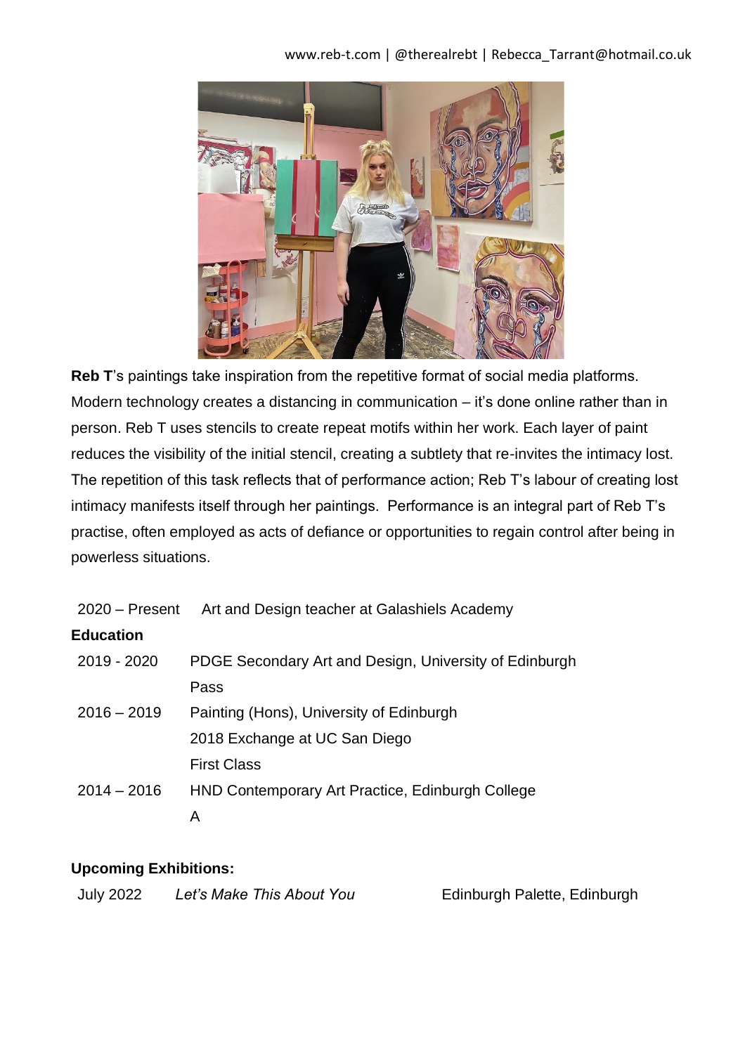www.reb-t.com | @therealrebt | Rebecca_Tarrant@hotmail.co.uk

**Reb T**'s paintings take inspiration from the repetitive format of social media platforms. Modern technology creates a distancing in communication – it's done online rather than in person. Reb T uses stencils to create repeat motifs within her work. Each layer of paint reduces the visibility of the initial stencil, creating a subtlety that re-invites the intimacy lost. The repetition of this task reflects that of performance action; Reb T's labour of creating lost intimacy manifests itself through her paintings. Performance is an integral part of Reb T's practise, often employed as acts of defiance or opportunities to regain control after being in powerless situations.

2020 – Present Art and Design teacher at Galashiels Academy

**Education**

2019 - 2020 PDGE Secondary Art and Design, University of Edinburgh
Pass

2016 – 2019 Painting (Hons), University of Edinburgh
2018 Exchange at UC San Diego
First Class

2014 – 2016 HND Contemporary Art Practice, Edinburgh College
A

**Upcoming Exhibitions:**

July 2022 *Let's Make This About You* Edinburgh Palette, Edinburgh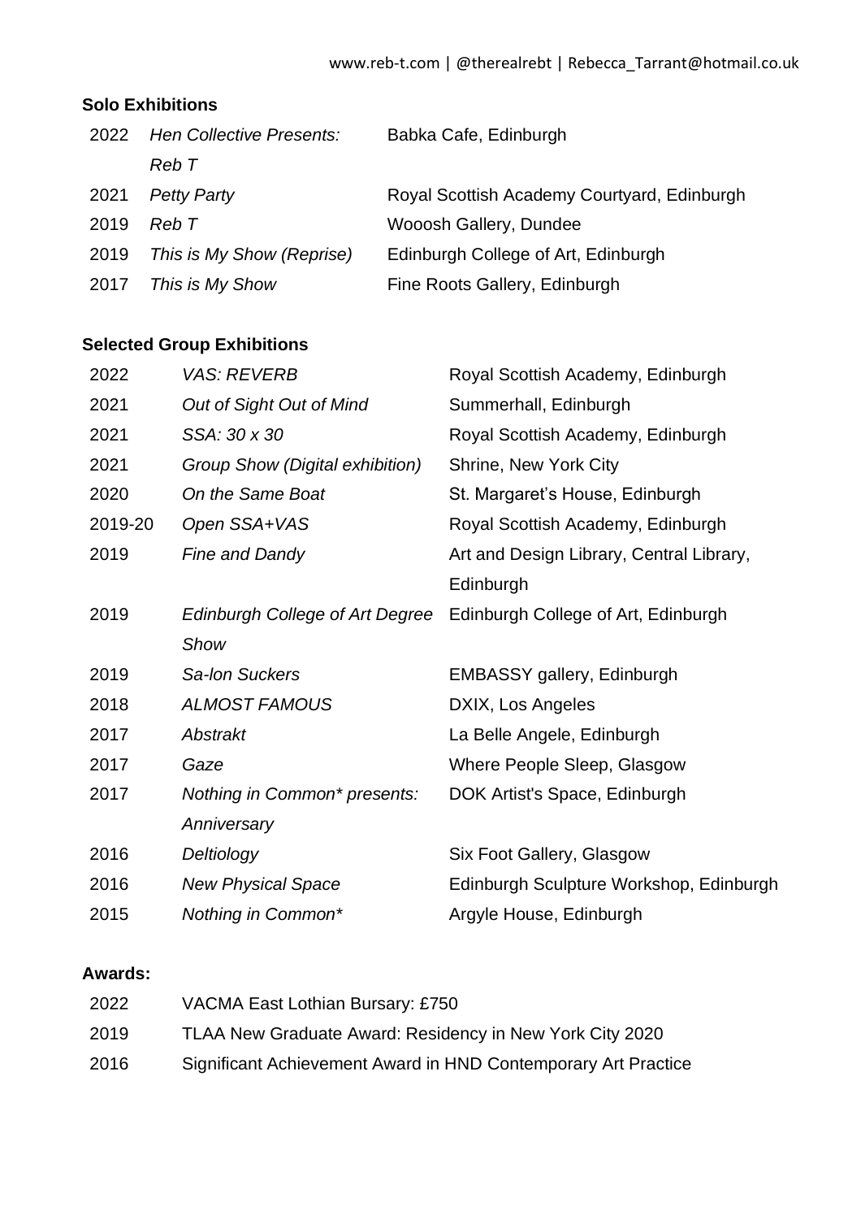www.reb-t.com | @therealrebt | Rebecca_Tarrant@hotmail.co.uk

**Solo Exhibitions**

| | | |
|---|---|---|
| 2022 | *Hen Collective Presents: Reb T* | Babka Cafe, Edinburgh |
| 2021 | *Petty Party* | Royal Scottish Academy Courtyard, Edinburgh |
| 2019 | *Reb T* | Wooosh Gallery, Dundee |
| 2019 | *This is My Show (Reprise)* | Edinburgh College of Art, Edinburgh |
| 2017 | *This is My Show* | Fine Roots Gallery, Edinburgh |

**Selected Group Exhibitions**

| | | |
|---|---|---|
| 2022 | *VAS: REVERB* | Royal Scottish Academy, Edinburgh |
| 2021 | *Out of Sight Out of Mind* | Summerhall, Edinburgh |
| 2021 | *SSA: 30 x 30* | Royal Scottish Academy, Edinburgh |
| 2021 | *Group Show (Digital exhibition)* | Shrine, New York City |
| 2020 | *On the Same Boat* | St. Margaret's House, Edinburgh |
| 2019-20 | *Open SSA+VAS* | Royal Scottish Academy, Edinburgh |
| 2019 | *Fine and Dandy* | Art and Design Library, Central Library, Edinburgh |
| 2019 | *Edinburgh College of Art Degree Show* | Edinburgh College of Art, Edinburgh |
| 2019 | *Sa-lon Suckers* | EMBASSY gallery, Edinburgh |
| 2018 | *ALMOST FAMOUS* | DXIX, Los Angeles |
| 2017 | *Abstrakt* | La Belle Angele, Edinburgh |
| 2017 | *Gaze* | Where People Sleep, Glasgow |
| 2017 | *Nothing in Common* presents: Anniversary* | DOK Artist's Space, Edinburgh |
| 2016 | *Deltiology* | Six Foot Gallery, Glasgow |
| 2016 | *New Physical Space* | Edinburgh Sculpture Workshop, Edinburgh |
| 2015 | *Nothing in Common** | Argyle House, Edinburgh |

**Awards:**

| | |
|---|---|
| 2022 | VACMA East Lothian Bursary: £750 |
| 2019 | TLAA New Graduate Award: Residency in New York City 2020 |
| 2016 | Significant Achievement Award in HND Contemporary Art Practice |